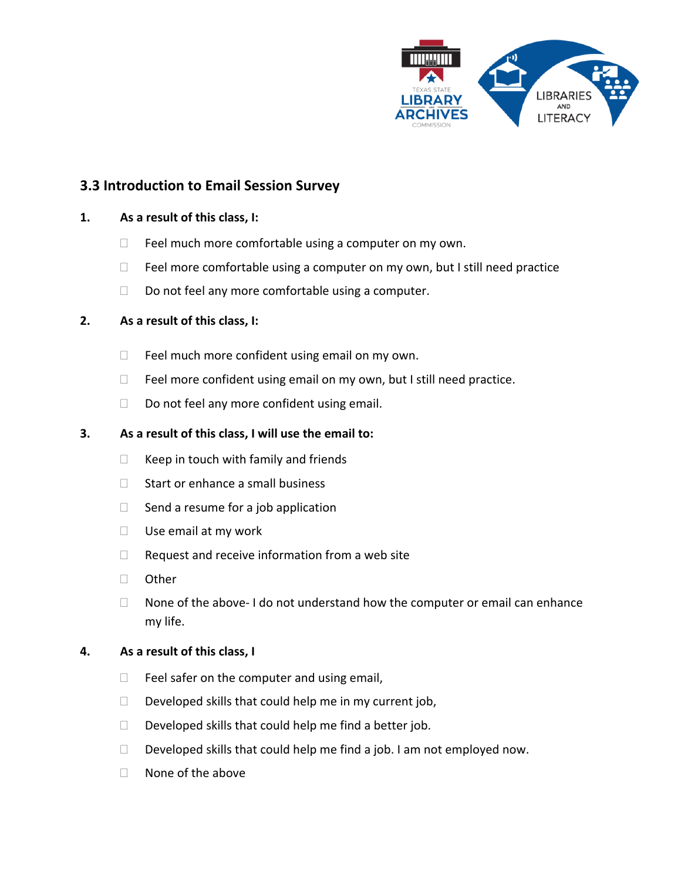## 3.3 Introduction to Email Session Survey

1. **As a result of this class, I:**

   - Feel much more comfortable using a computer on my own.
   - Feel more comfortable using a computer on my own, but I still need practice
   - Do not feel any more comfortable using a computer.

2. **As a result of this class, I:**

   - Feel much more confident using email on my own.
   - Feel more confident using email on my own, but I still need practice.
   - Do not feel any more confident using email.

3. **As a result of this class, I will use the email to:**

   - Keep in touch with family and friends
   - Start or enhance a small business
   - Send a resume for a job application
   - Use email at my work
   - Request and receive information from a web site
   - Other
   - None of the above- I do not understand how the computer or email can enhance my life.

4. **As a result of this class, I**

   - Feel safer on the computer and using email,
   - Developed skills that could help me in my current job,
   - Developed skills that could help me find a better job.
   - Developed skills that could help me find a job. I am not employed now.
   - None of the above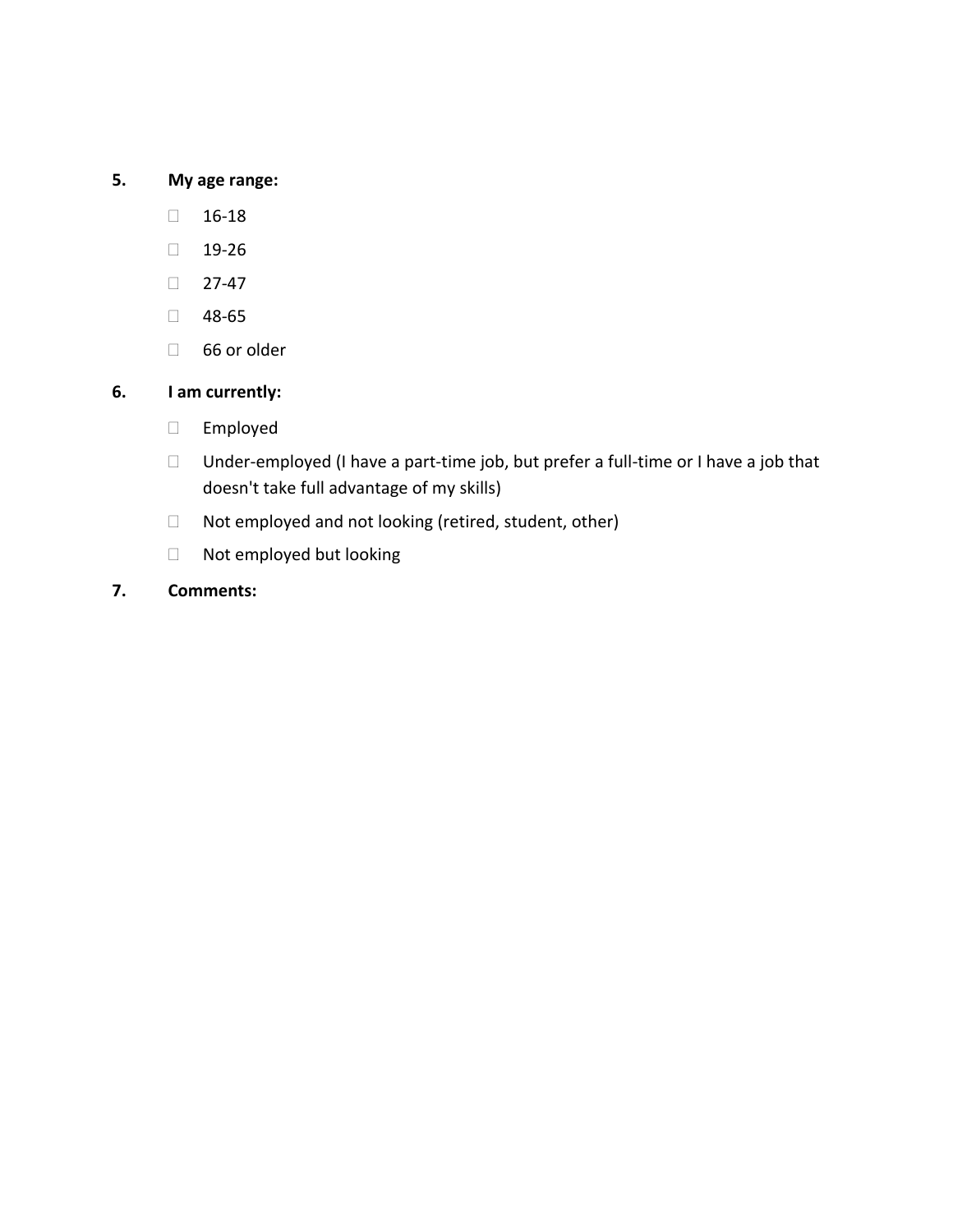**5. My age range:**

- ☐ 16-18
- ☐ 19-26
- ☐ 27-47
- ☐ 48-65
- ☐ 66 or older

**6. I am currently:**

- ☐ Employed
- ☐ Under-employed (I have a part-time job, but prefer a full-time or I have a job that doesn't take full advantage of my skills)
- ☐ Not employed and not looking (retired, student, other)
- ☐ Not employed but looking

**7. Comments:**